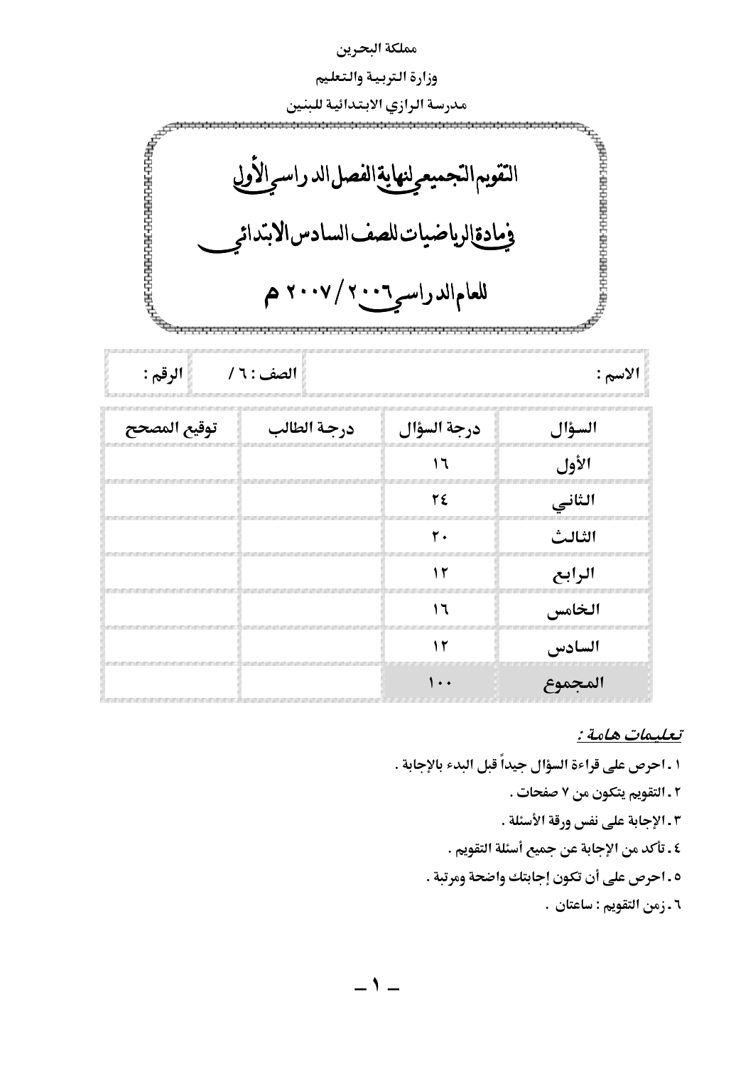مملكة البحرين

وزارة التربية والتعليم

مدرسة الرازي الابتدائية للبنين

# التقويم التجميعي لنهاية الفصل الدراسي الأول

# في مادة الرياضيات للصف السادس الابتدائي

# للعام الدراسي ٢٠٠٦ / ٢٠٠٧ م

| الاسم : | الصف : ٦ / | الرقم : |
|---|---|---|

| السؤال | درجة السؤال | درجة الطالب | توقيع المصحح |
|---|---|---|---|
| الأول | ١٦ | | |
| الثاني | ٢٤ | | |
| الثالث | ٢٠ | | |
| الرابع | ١٢ | | |
| الخامس | ١٦ | | |
| السادس | ١٢ | | |
| المجموع | ١٠٠ | | |

***تعليمات هامة :***

١ . احرص على قراءة السؤال جيداً قبل البدء بالإجابة .

٢ . التقويم يتكون من ٧ صفحات .

٣ . الإجابة على نفس ورقة الأسئلة .

٤ . تأكد من الإجابة عن جميع أسئلة التقويم .

٥ . احرص على أن تكون إجابتك واضحة ومرتبة .

٦ . زمن التقويم : ساعتان .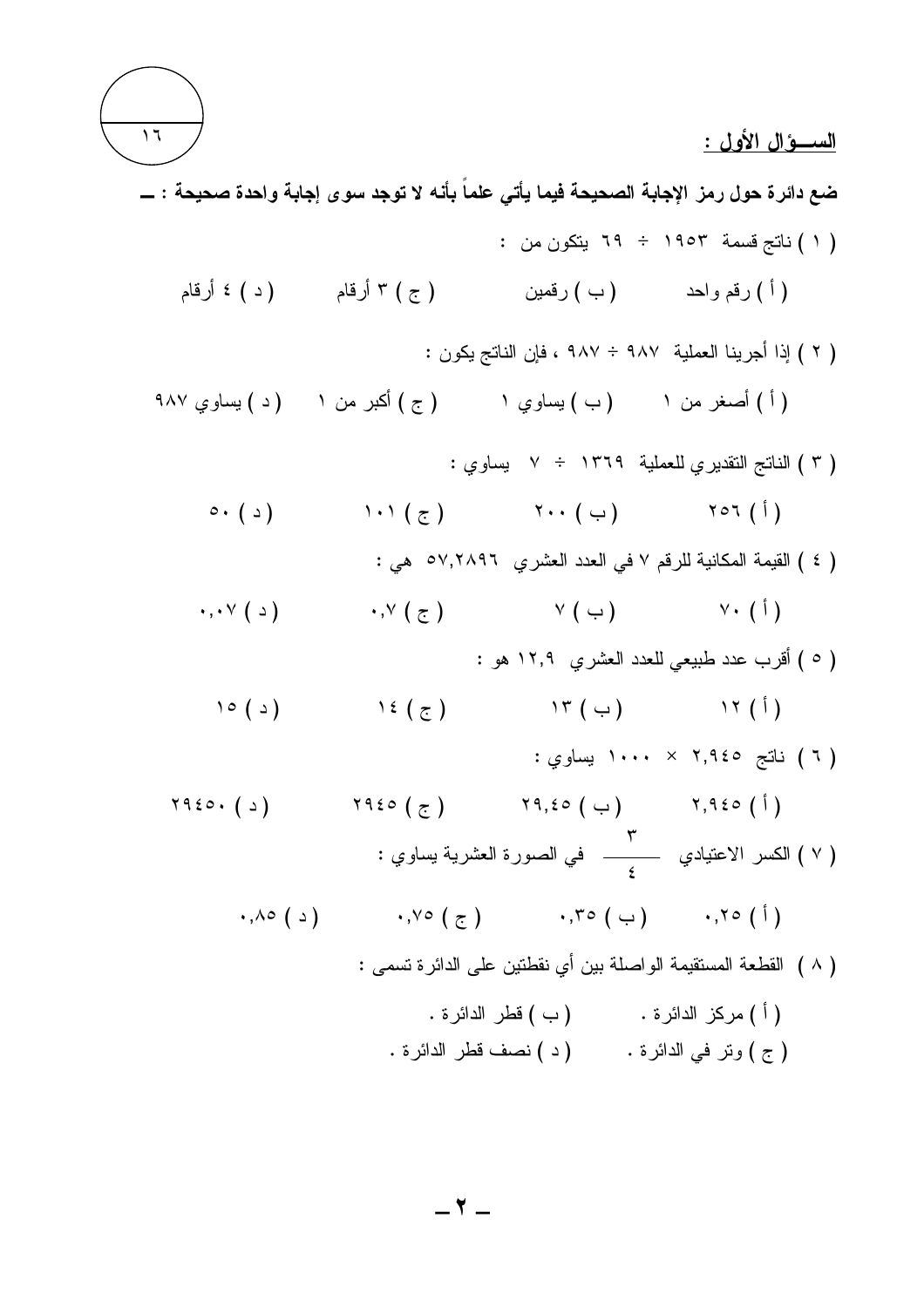١٦

## السـؤال الأول :

**ضع دائرة حول رمز الإجابة الصحيحة فيما يأتي علماً بأنه لا توجد سوى إجابة واحدة صحيحة : ــ**

( ١ ) ناتج قسمة ١٩٥٣ ÷ ٦٩ يتكون من :

( أ ) رقم واحد ( ب ) رقمين ( ج ) ٣ أرقام ( د ) ٤ أرقام

( ٢ ) إذا أجرينا العملية ٩٨٧ ÷ ٩٨٧ ، فإن الناتج يكون :

( أ ) أصغر من ١ ( ب ) يساوي ١ ( ج ) أكبر من ١ ( د ) يساوي ٩٨٧

( ٣ ) الناتج التقديري للعملية ١٣٦٩ ÷ ٧ يساوي :

( أ ) ٢٥٦ ( ب ) ٢٠٠ ( ج ) ١٠١ ( د ) ٥٠

( ٤ ) القيمة المكانية للرقم ٧ في العدد العشري ٥٧,٢٨٩٦ هي :

( أ ) ٧٠ ( ب ) ٧ ( ج ) ٠,٧ ( د ) ٠,٠٧

( ٥ ) أقرب عدد طبيعي للعدد العشري ١٢,٩ هو :

( أ ) ١٢ ( ب ) ١٣ ( ج ) ١٤ ( د ) ١٥

( ٦ ) ناتج ٢,٩٤٥ × ١٠٠٠ يساوي :

( أ ) ٢,٩٤٥ ( ب ) ٢٩,٤٥ ( ج ) ٢٩٤٥ ( د ) ٢٩٤٥٠

( ٧ ) الكسر الاعتيادي $\frac{٣}{٤}$ في الصورة العشرية يساوي :

( أ ) ٠,٢٥ ( ب ) ٠,٣٥ ( ج ) ٠,٧٥ ( د ) ٠,٨٥

( ٨ ) القطعة المستقيمة الواصلة بين أي نقطتين على الدائرة تسمى :

( أ ) مركز الدائرة . ( ب ) قطر الدائرة .
( ج ) وتر في الدائرة . ( د ) نصف قطر الدائرة .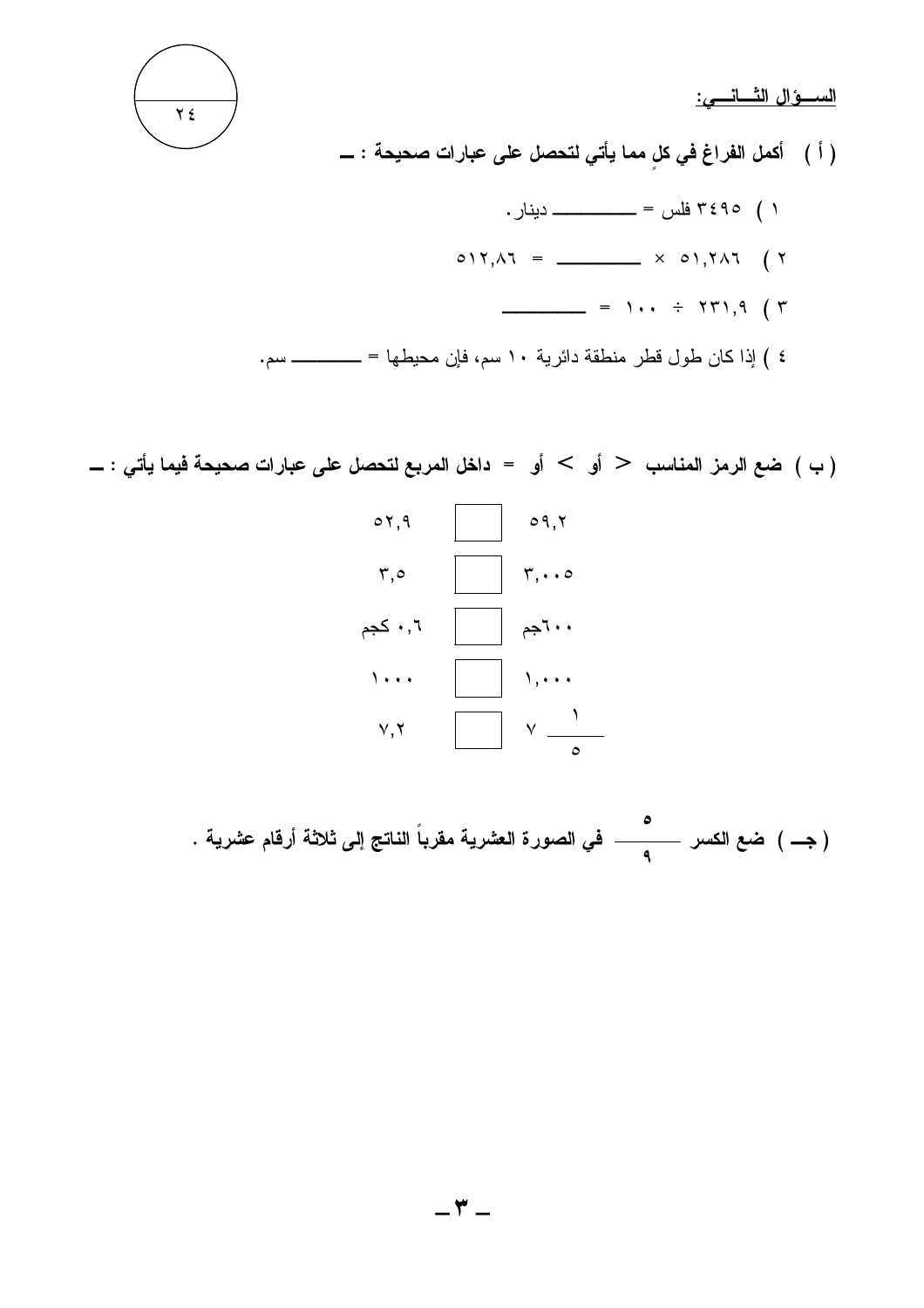<u>**الســؤال الثــانــي:**</u>

٢٤

**( أ )  أكمل الفراغ في كلٍ مما يأتي لتحصل على عبارات صحيحة : ــ**

١ ) ٣٤٩٥ فلس = ________ دينار.

٢ ) ٥١,٢٨٦ × ________ = ٥١٢,٨٦

٣ ) ٢٣١,٩ ÷ ١٠٠ = ________

٤ ) إذا كان طول قطر منطقة دائرية ١٠ سم، فإن محيطها = ________ سم.

**( ب )  ضع الرمز المناسب < أو > أو = داخل المربع لتحصل على عبارات صحيحة فيما يأتي : ــ**

٥٩,٢ ☐ ٥٢,٩

٣,٠٠٥ ☐ ٣,٥

٦٠٠جم ☐ ٠,٦ كجم

١,٠٠٠ ☐ ١٠٠٠

$٧ \frac{١}{٥}$ ☐ ٧,٢

**( جـ )  ضع الكسر $\frac{٥}{٩}$ في الصورة العشرية مقرباً الناتج إلى ثلاثة أرقام عشرية .**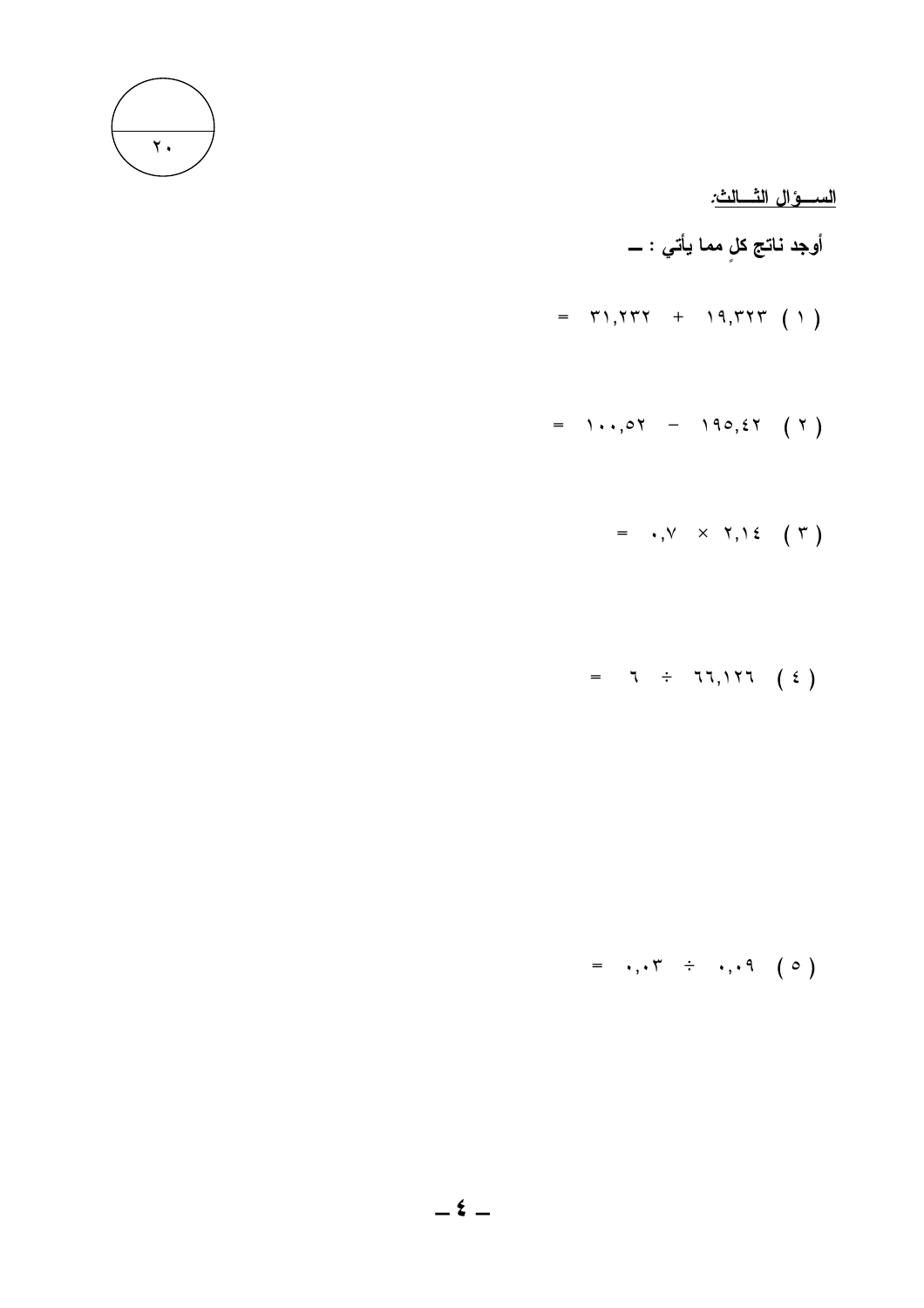٢٠

السـؤال الثـالث:

**أوجد ناتج كلٍ مما يأتي : ــ**

( ١ ) ١٩,٣٢٣ + ٣١,٢٣٢ =

( ٢ ) ١٩٥,٤٢ − ١٠٠,٥٢ =

( ٣ ) ٢,١٤ × ٠,٧ =

( ٤ ) ٦٦,١٢٦ ÷ ٦ =

( ٥ ) ٠,٠٩ ÷ ٠,٠٣ =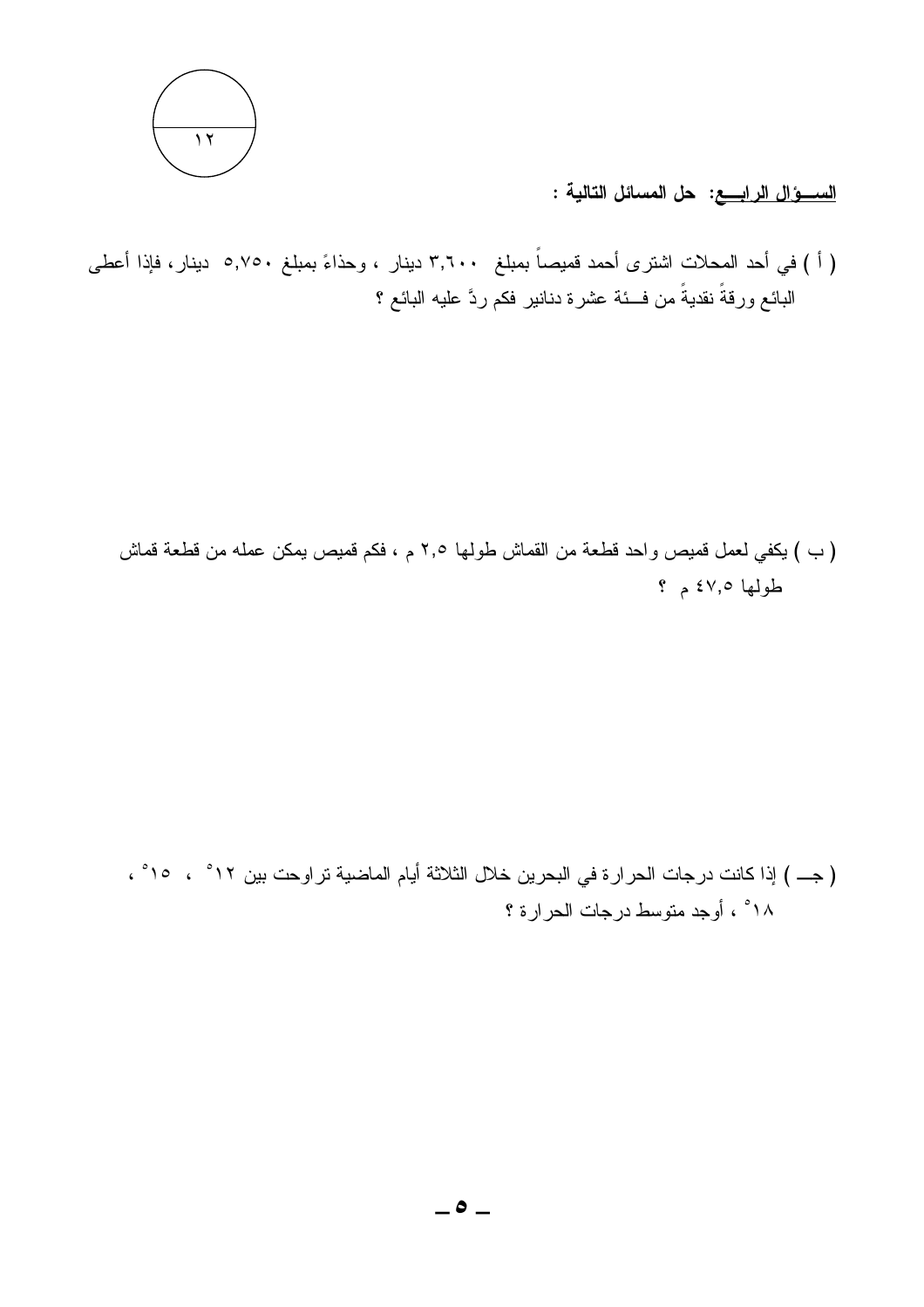١٢

**<u>السـؤال الرابـع: حل المسائل التالية :</u>**

( أ ) في أحد المحلات اشترى أحمد قميصاً بمبلغ ٣,٦٠٠ دينار ، وحذاءً بمبلغ ٥,٧٥٠ دينار، فإذا أعطى البائع ورقةً نقديةً من فـئة عشرة دنانير فكم ردَّ عليه البائع ؟

( ب ) يكفي لعمل قميص واحد قطعة من القماش طولها ٢,٥ م ، فكم قميص يمكن عمله من قطعة قماش طولها ٤٧,٥ م ؟

( جـ ) إذا كانت درجات الحرارة في البحرين خلال الثلاثة أيام الماضية تراوحت بين ١٢° ، ١٥° ، ١٨° ، أوجد متوسط درجات الحرارة ؟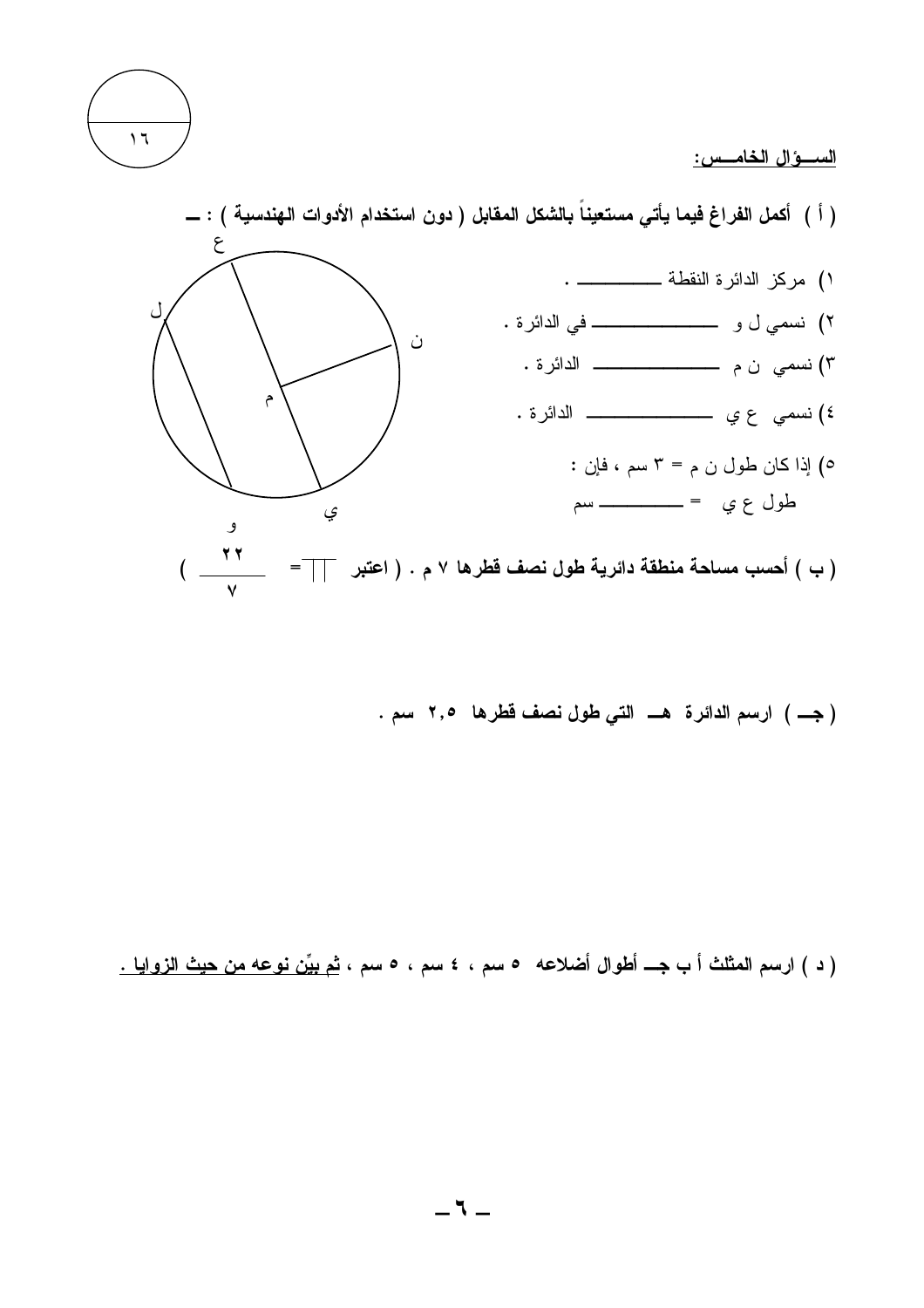١٦

**السـؤال الخامـس:**

**( أ ) أكمل الفراغ فيما يأتي مستعيناً بالشكل المقابل ( دون استخدام الأدوات الهندسية ) : ـ**

١) مركز الدائرة النقطة ________ .

٢) نسمي ل و ____________ في الدائرة .

٣) نسمي ن م ____________ الدائرة .

٤) نسمي ع ي ____________ الدائرة .

٥) إذا كان طول ن م = ٣ سم ، فإن :
طول ع ي = ________ سم

**( ب ) أحسب مساحة منطقة دائرية طول نصف قطرها ٧ م . ( اعتبر $\pi = \frac{٢٢}{٧}$ )**

**( جـ ) ارسم الدائرة هـ التي طول نصف قطرها ٢,٥ سم .**

**( د ) ارسم المثلث أ ب جـ أطوال أضلاعه ٥ سم ، ٤ سم ، ٥ سم ، ثم بيِّن نوعه من حيث الزوايا .**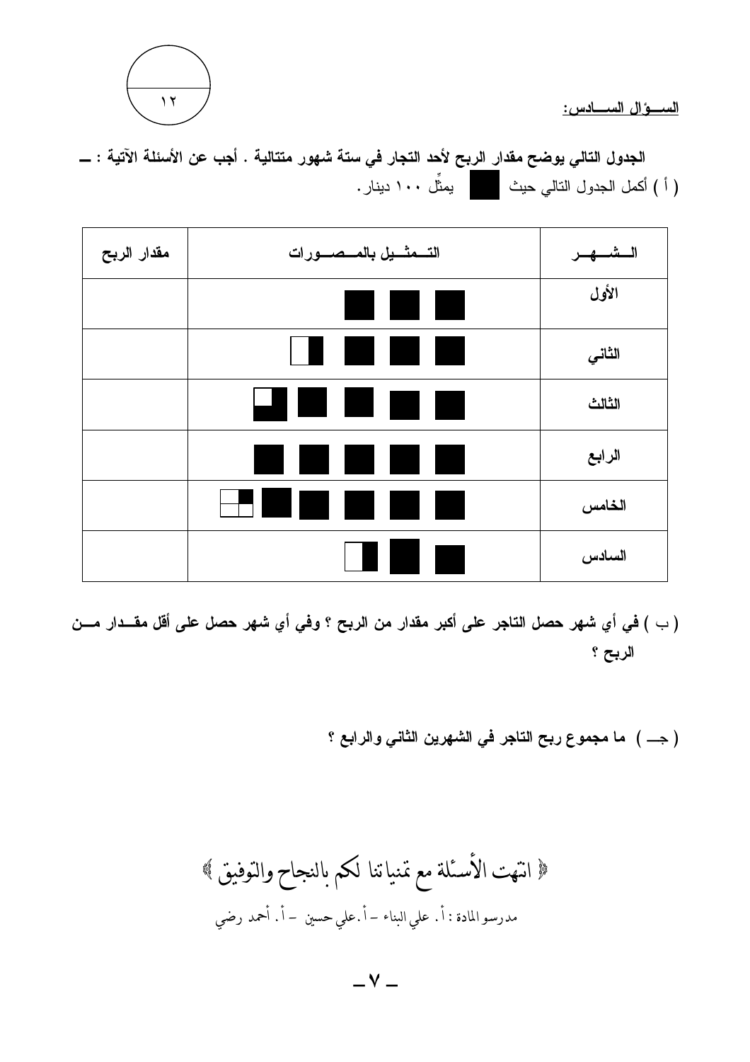١٢

**السـؤال السـادس:**

**الجدول التالي يوضح مقدار الربح لأحد التجار في ستة شهور متتالية . أجب عن الأسئلة الآتية : ــ**

( أ ) أكمل الجدول التالي حيث ■ يمثِّل ١٠٠ دينار.

| الشــهــر | التــمثــيل بالمــصــورات | مقدار الربح |
|---|---|---|
| الأول | | |
| الثاني | | |
| الثالث | | |
| الرابع | | |
| الخامس | | |
| السادس | | |

**( ب ) في أي شهر حصل التاجر على أكبر مقدار من الربح ؟ وفي أي شهر حصل على أقل مقــدار مــن الربح ؟**

**( جـ ) ما مجموع ربح التاجر في الشهرين الثاني والرابع ؟**

﴿ انتهت الأسئلة مع تمنياتنا لكم بالنجاح والتوفيق ﴾

مدرسو المادة : أ. علي البناء – أ.علي حسين – أ. أحمد رضي